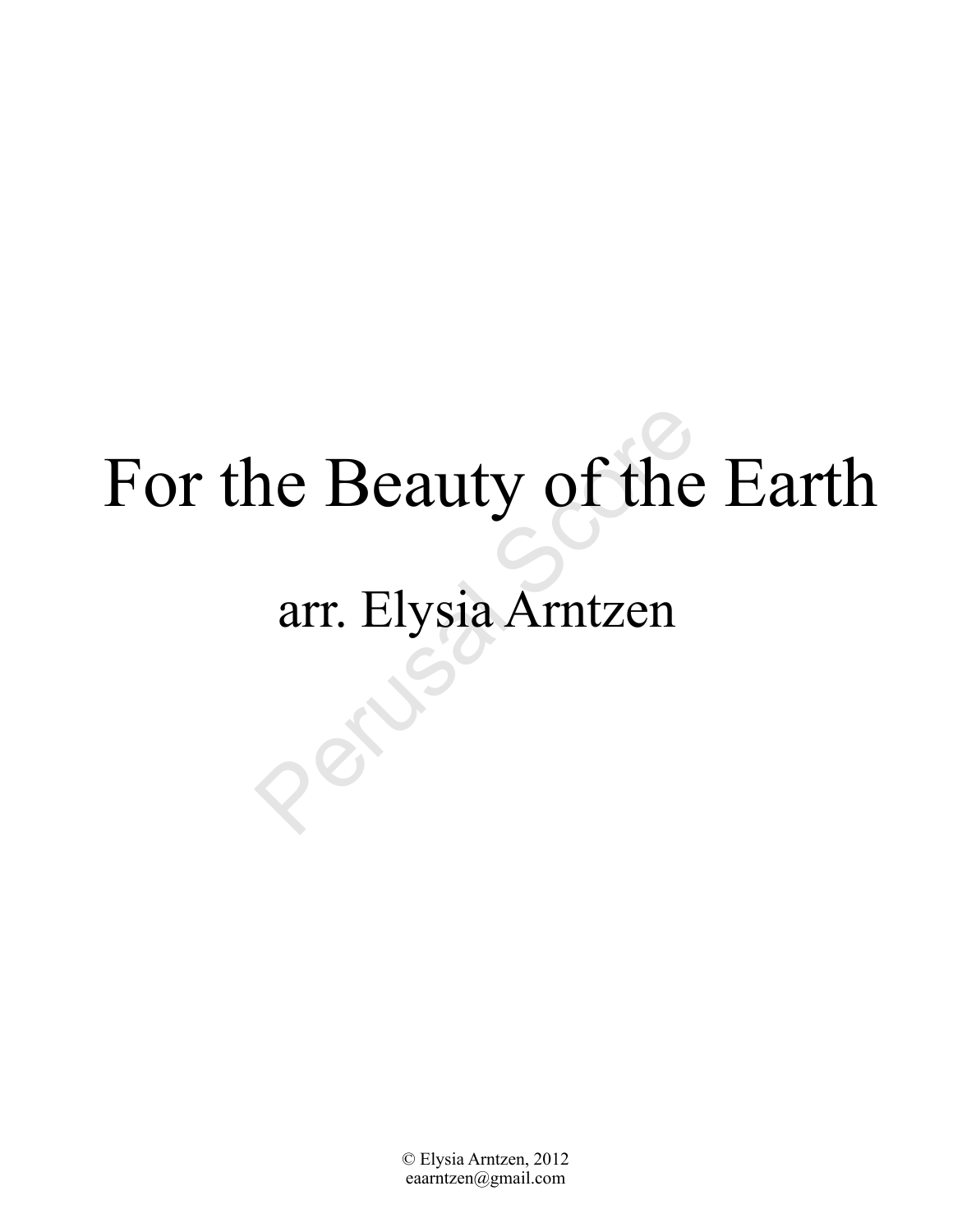# For the Beauty of the Earth

## arr. Elysia Arntzen

© Elysia Arntzen, 2012
eaarntzen@gmail.com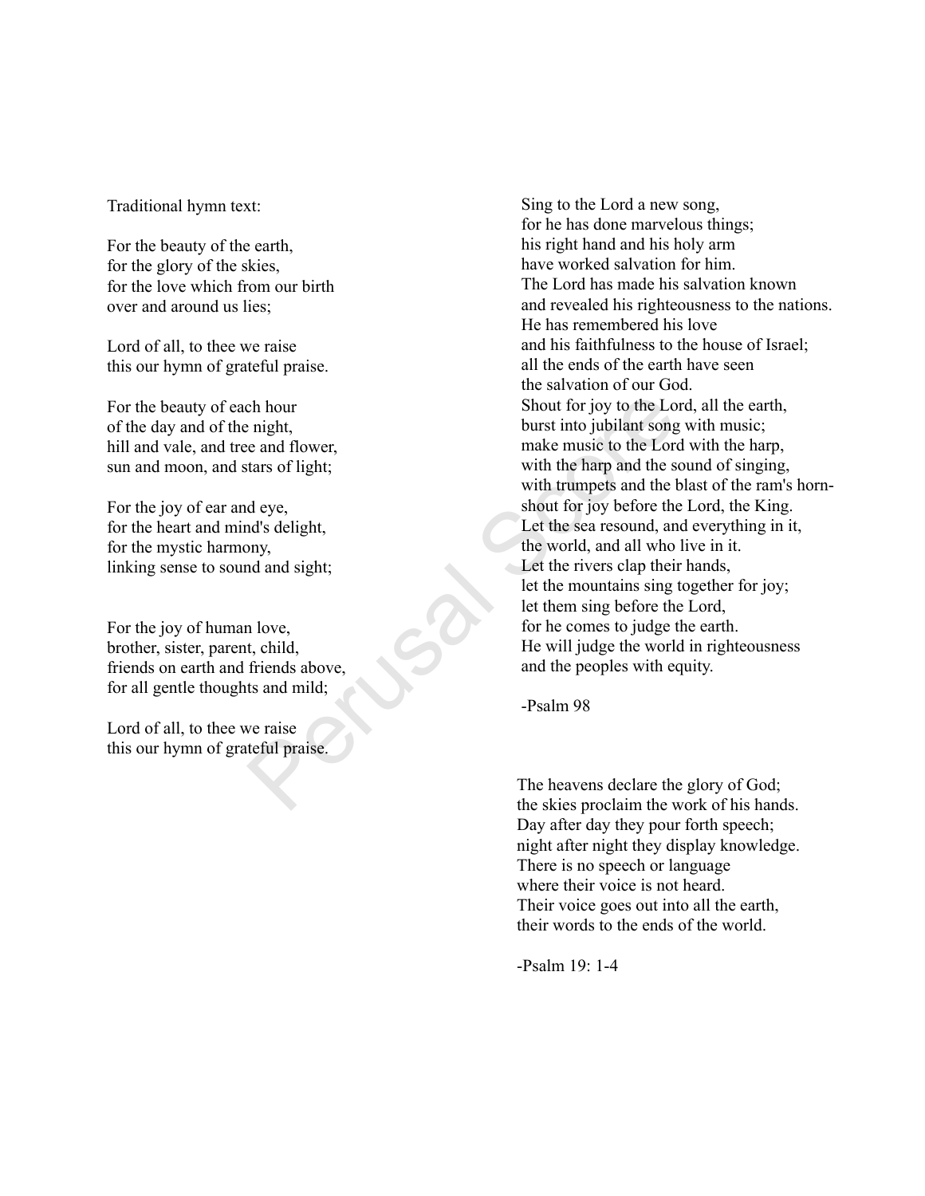Traditional hymn text:

For the beauty of the earth,
for the glory of the skies,
for the love which from our birth
over and around us lies;

Lord of all, to thee we raise
this our hymn of grateful praise.

For the beauty of each hour
of the day and of the night,
hill and vale, and tree and flower,
sun and moon, and stars of light;

For the joy of ear and eye,
for the heart and mind's delight,
for the mystic harmony,
linking sense to sound and sight;

For the joy of human love,
brother, sister, parent, child,
friends on earth and friends above,
for all gentle thoughts and mild;

Lord of all, to thee we raise
this our hymn of grateful praise.

Sing to the Lord a new song,
for he has done marvelous things;
his right hand and his holy arm
have worked salvation for him.
The Lord has made his salvation known
and revealed his righteousness to the nations.
He has remembered his love
and his faithfulness to the house of Israel;
all the ends of the earth have seen
the salvation of our God.
Shout for joy to the Lord, all the earth,
burst into jubilant song with music;
make music to the Lord with the harp,
with the harp and the sound of singing,
with trumpets and the blast of the ram's horn-
shout for joy before the Lord, the King.
Let the sea resound, and everything in it,
the world, and all who live in it.
Let the rivers clap their hands,
let the mountains sing together for joy;
let them sing before the Lord,
for he comes to judge the earth.
He will judge the world in righteousness
and the peoples with equity.

-Psalm 98

The heavens declare the glory of God;
the skies proclaim the work of his hands.
Day after day they pour forth speech;
night after night they display knowledge.
There is no speech or language
where their voice is not heard.
Their voice goes out into all the earth,
their words to the ends of the world.

-Psalm 19: 1-4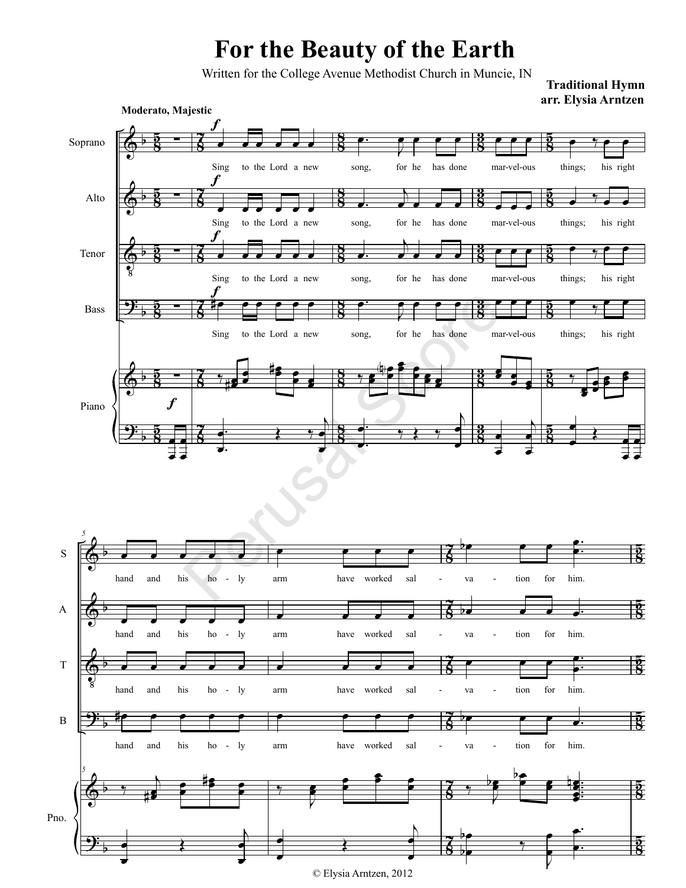# For the Beauty of the Earth

Written for the College Avenue Methodist Church in Muncie, IN

**Traditional Hymn**
**arr. Elysia Arntzen**

**Moderato, Majestic**

Sing to the Lord a new song, for he has done marvelous things; his right hand and his holy arm have worked salvation for him.

© Elysia Arntzen, 2012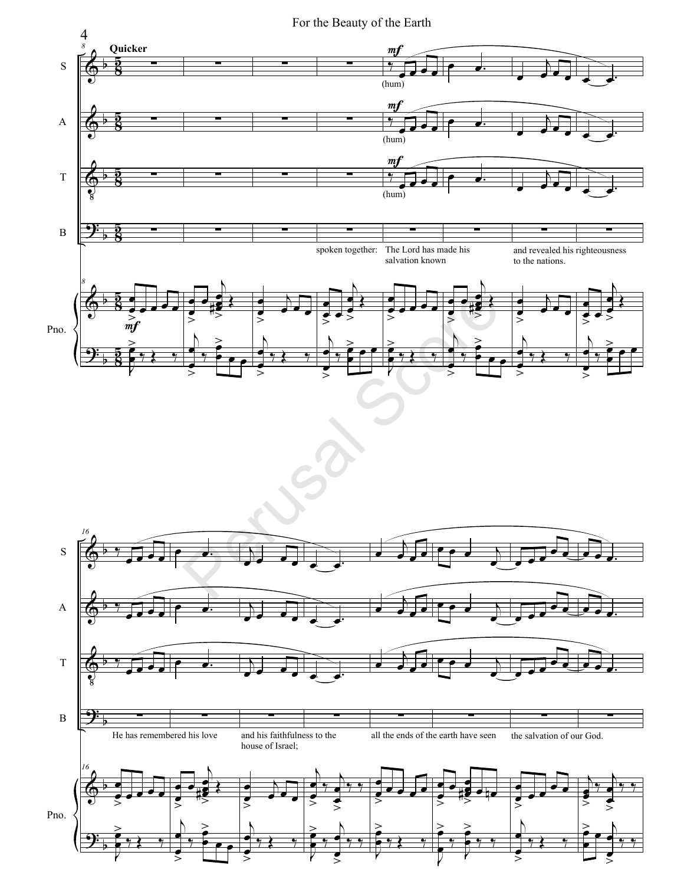**Quicker**

(hum)

spoken together: The Lord has made his salvation known and revealed his righteousness to the nations.

He has remembered his love and his faithfulness to the house of Israel; all the ends of the earth have seen the salvation of our God.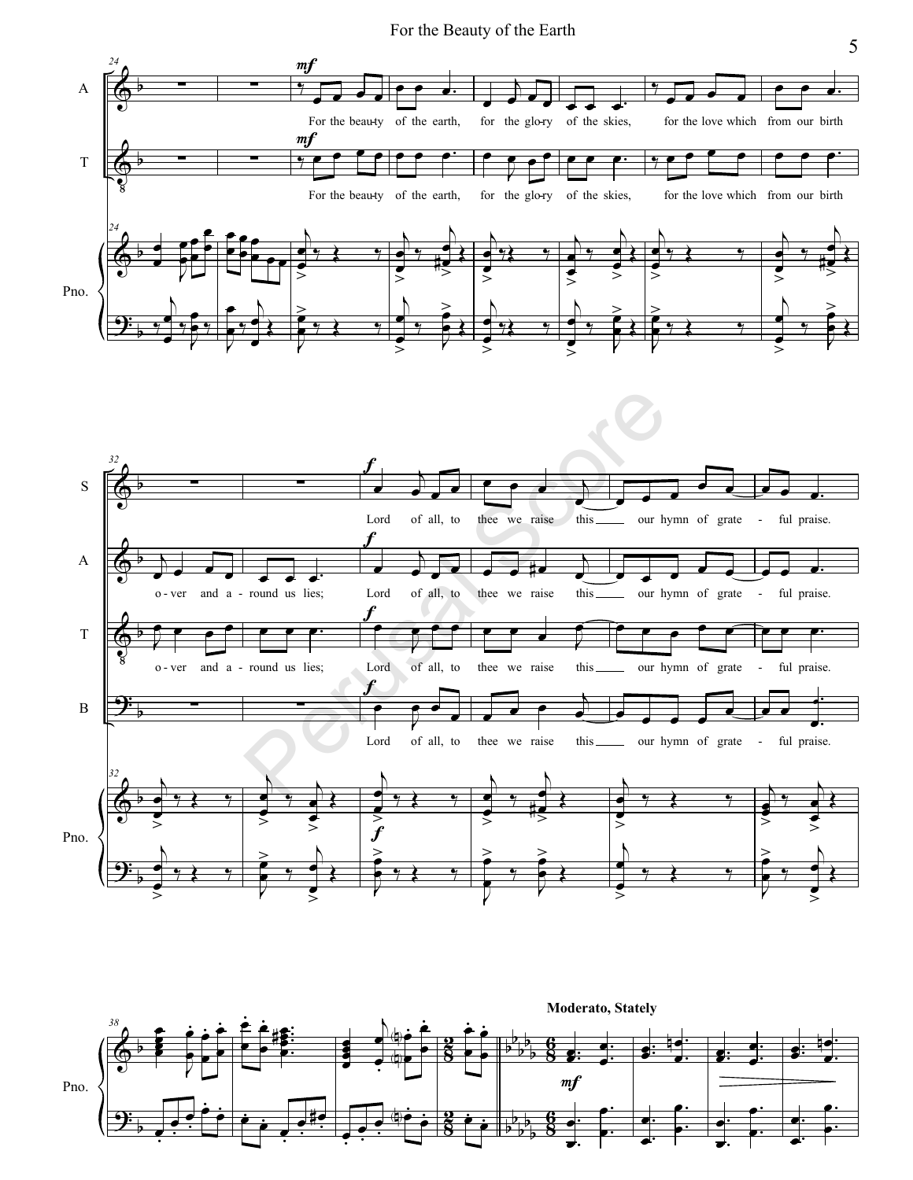For the beau-ty of the earth, for the glo-ry of the skies, for the love which from our birth

o-ver and a-round us lies;

Lord of all, to thee we raise this our hymn of grate - ful praise.

Moderato, Stately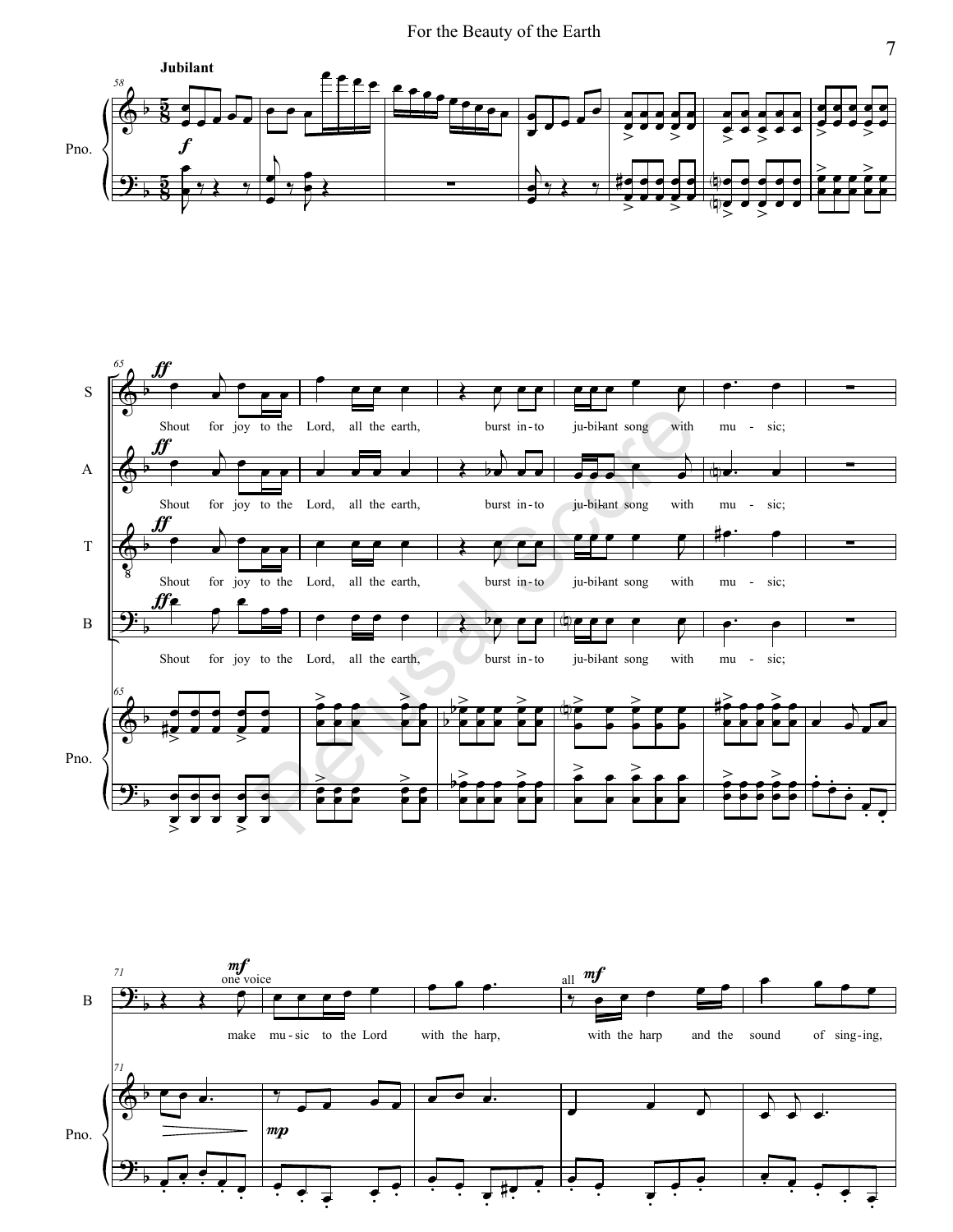Jubilant

Shout for joy to the Lord, all the earth, burst in-to ju-bi-lant song with mu - sic;

one voice

make mu-sic to the Lord with the harp,

all

with the harp and the sound of sing-ing,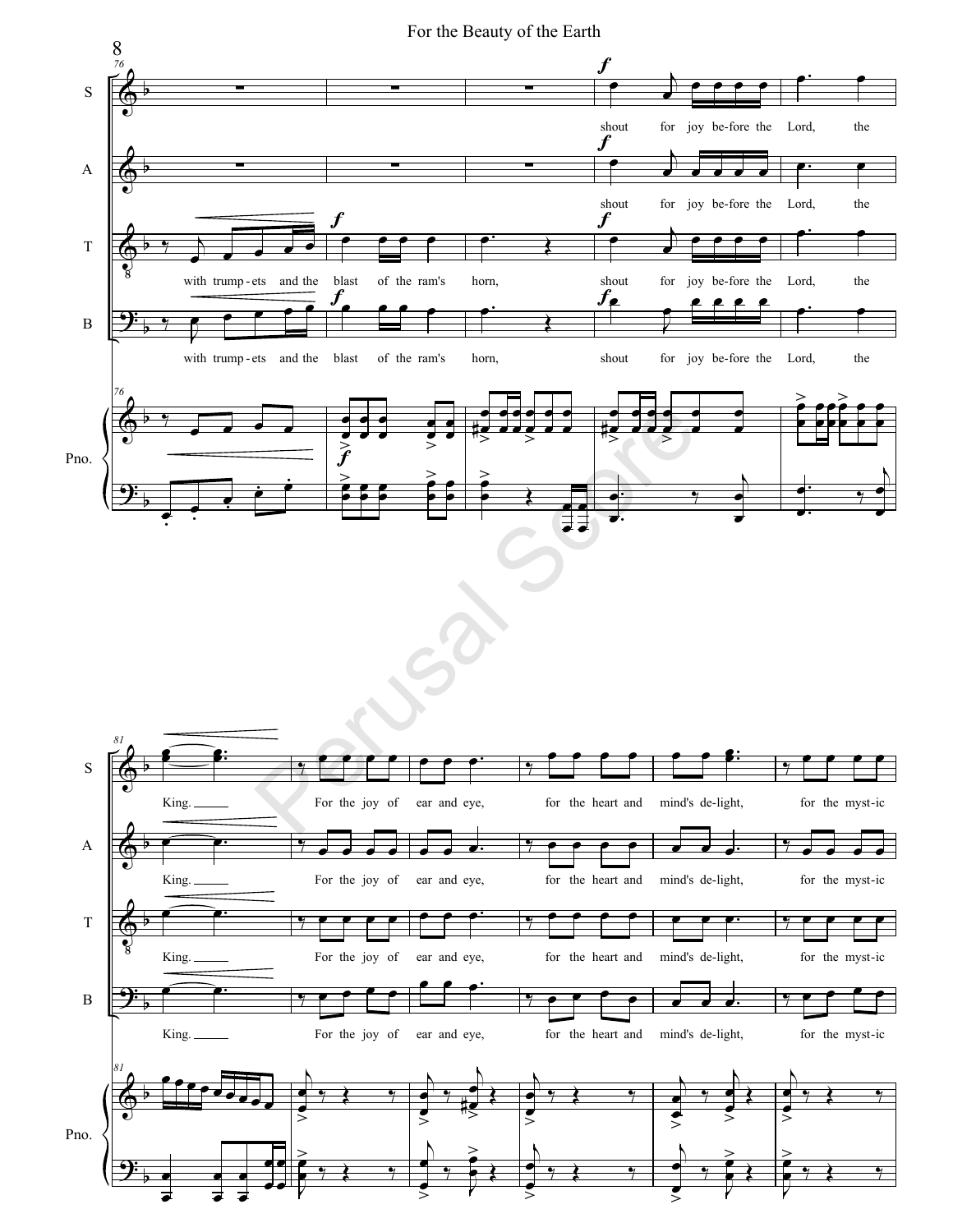S A T B

with trump-ets and the blast of the ram's horn,

shout for joy be-fore the Lord, the King.

For the joy of ear and eye, for the heart and mind's de-light, for the myst-ic

Pno.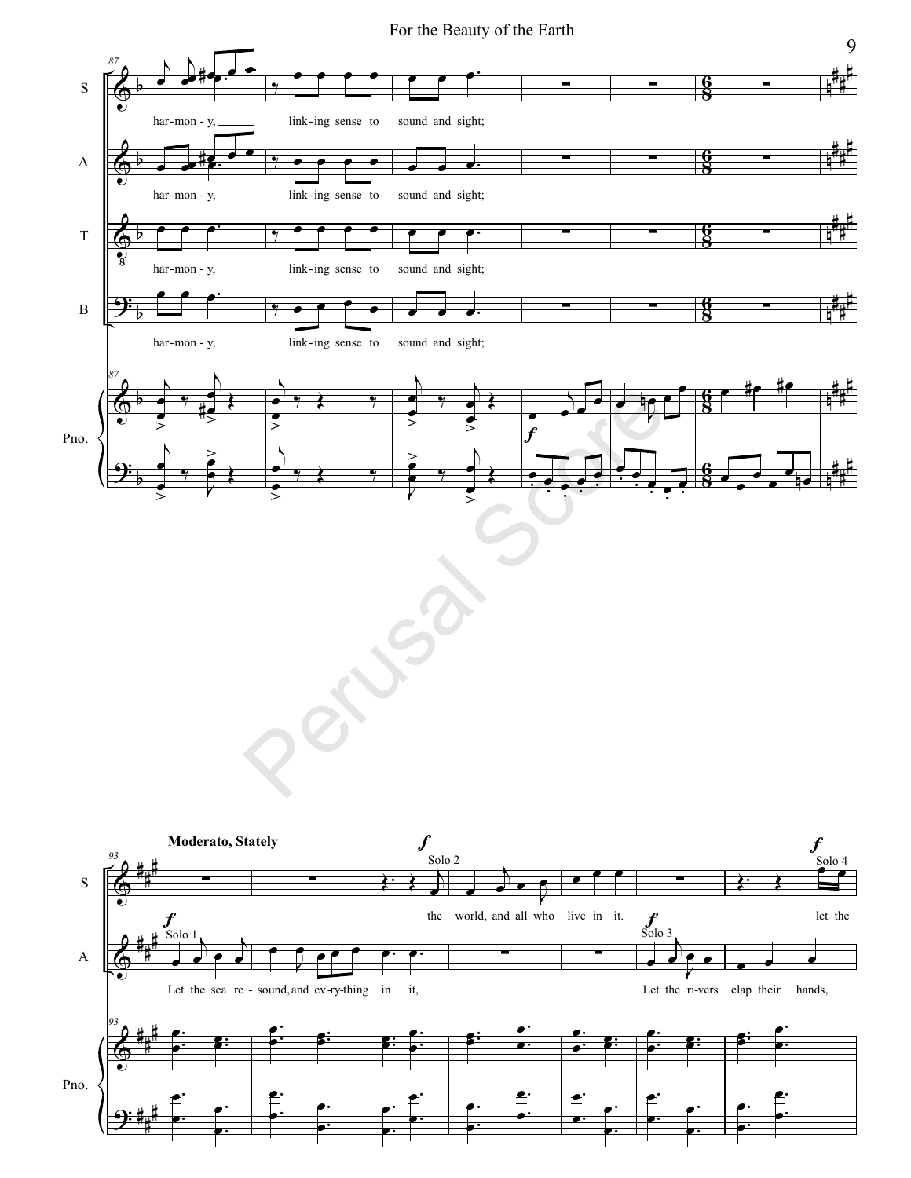87

har-mon - y, link-ing sense to sound and sight;

har-mon - y, link-ing sense to sound and sight;

har-mon - y, link-ing sense to sound and sight;

har-mon - y, link-ing sense to sound and sight;

**Moderato, Stately**

93

Solo 1: Let the sea re - sound, and ev'-ry-thing in it,

Solo 2: the world, and all who live in it.

Solo 3: Let the ri-vers clap their hands,

Solo 4: let the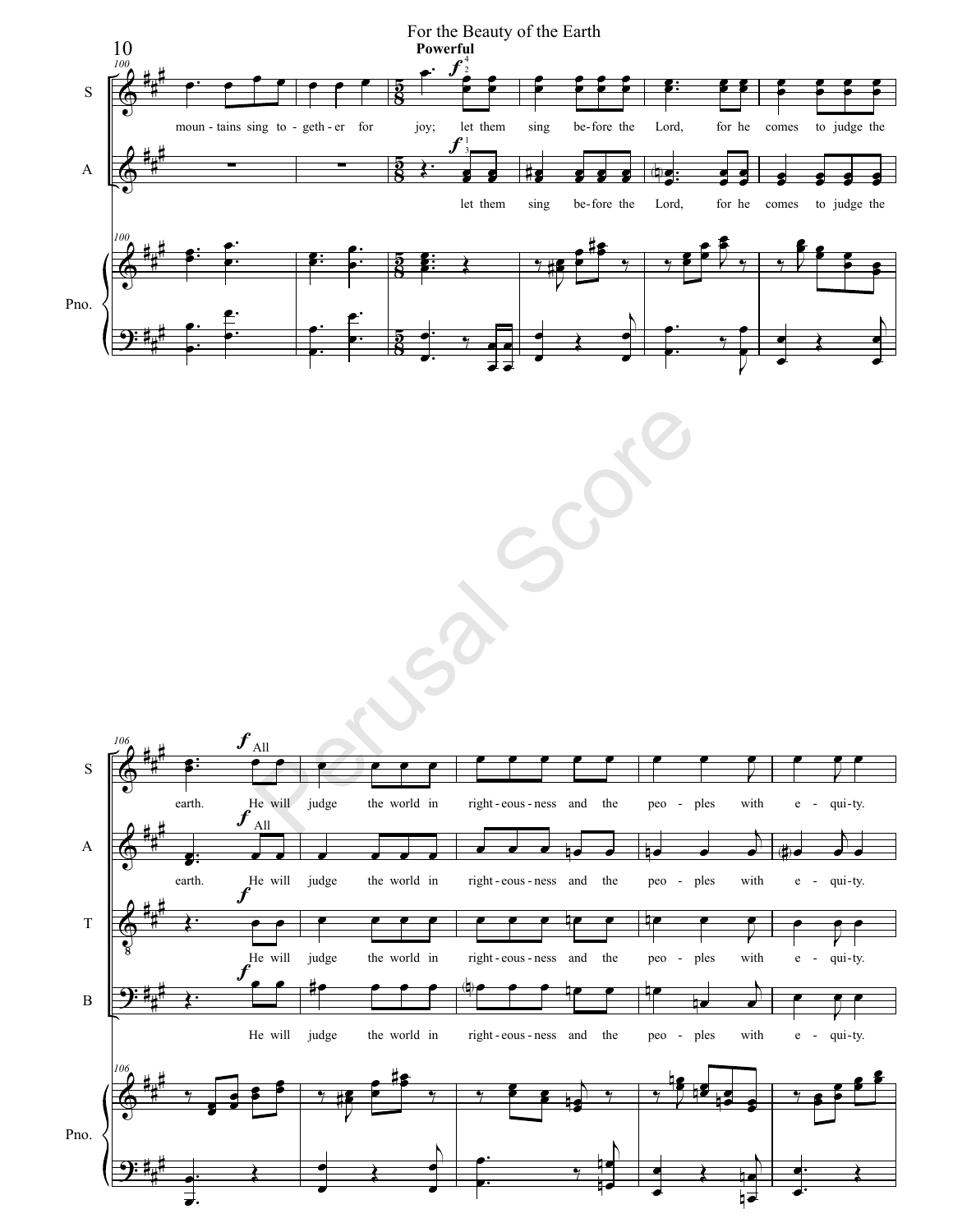Powerful

S: moun - tains sing to - geth - er for joy; let them sing be - fore the Lord, for he comes to judge the

A: let them sing be - fore the Lord, for he comes to judge the

S: earth. He will judge the world in right - eous - ness and the peo - ples with e - qui - ty.

A: earth. He will judge the world in right - eous - ness and the peo - ples with e - qui - ty.

T: He will judge the world in right - eous - ness and the peo - ples with e - qui - ty.

B: He will judge the world in right - eous - ness and the peo - ples with e - qui - ty.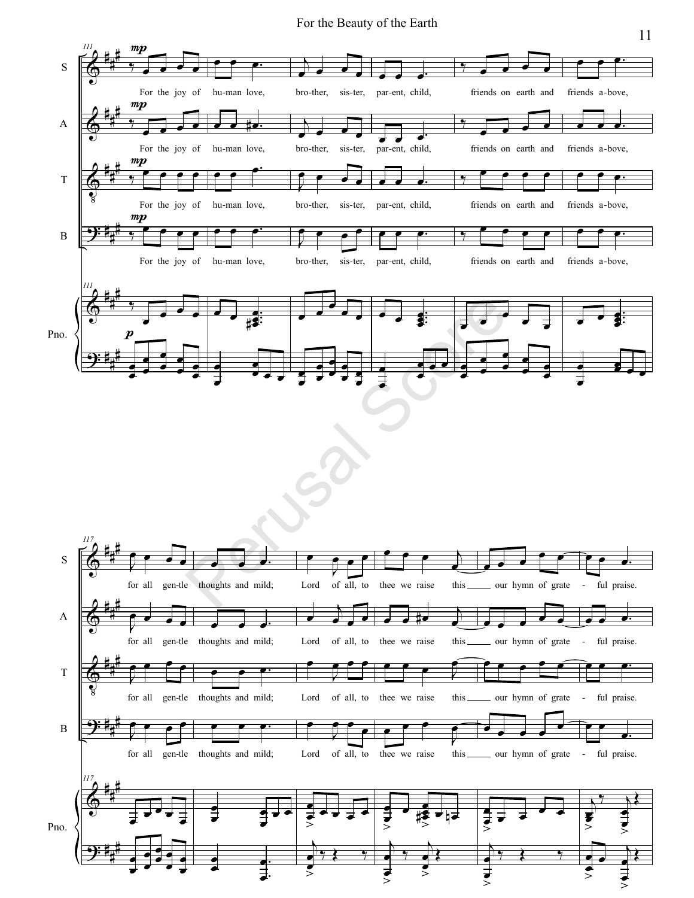S
A
T
B
Pno.

*mp*

For the joy of hu-man love, bro-ther, sis-ter, par-ent, child, friends on earth and friends a-bove,

*p*

for all gen-tle thoughts and mild; Lord of all, to thee we raise this our hymn of grate - ful praise.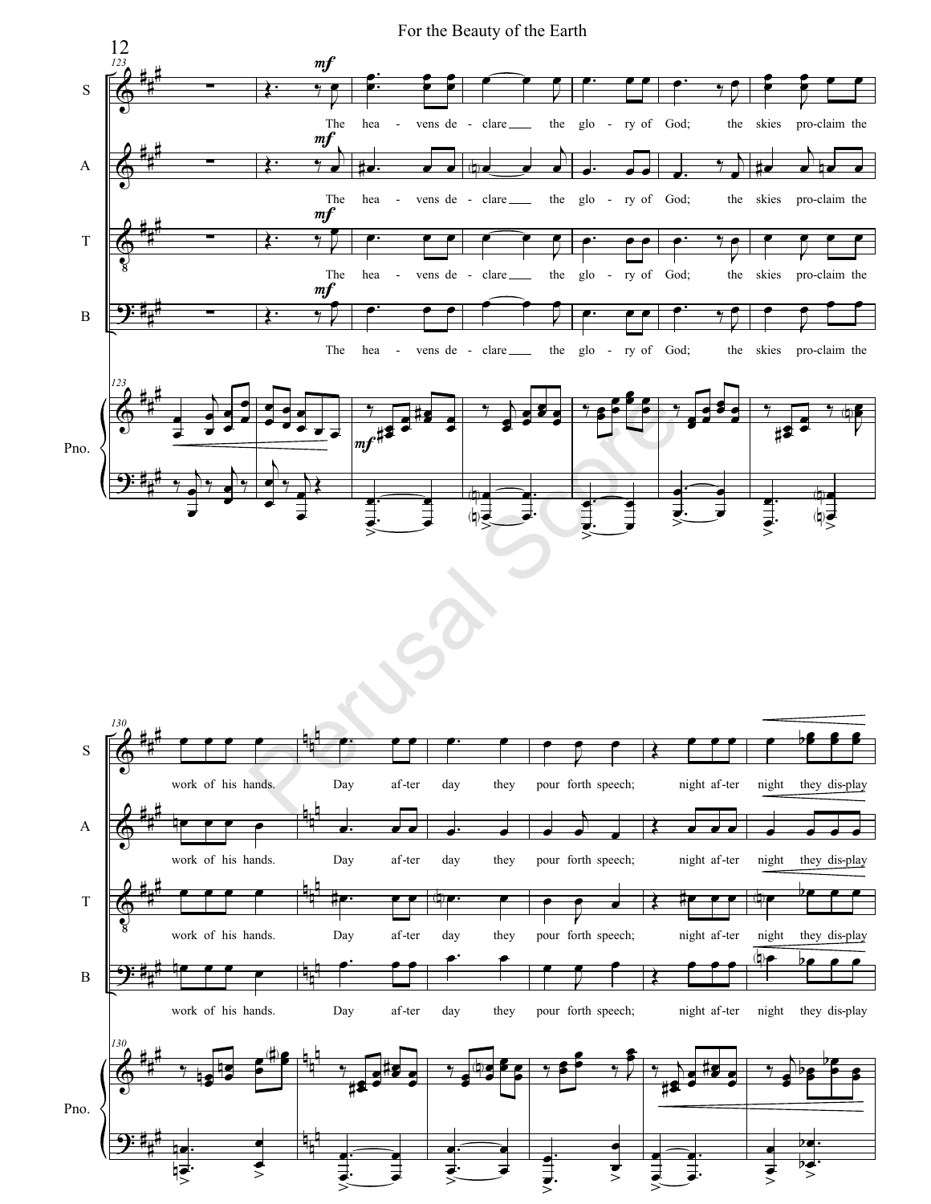The hea - vens de - clare the glo - ry of God; the skies pro-claim the work of his hands. Day af-ter day they pour forth speech; night af-ter night they dis-play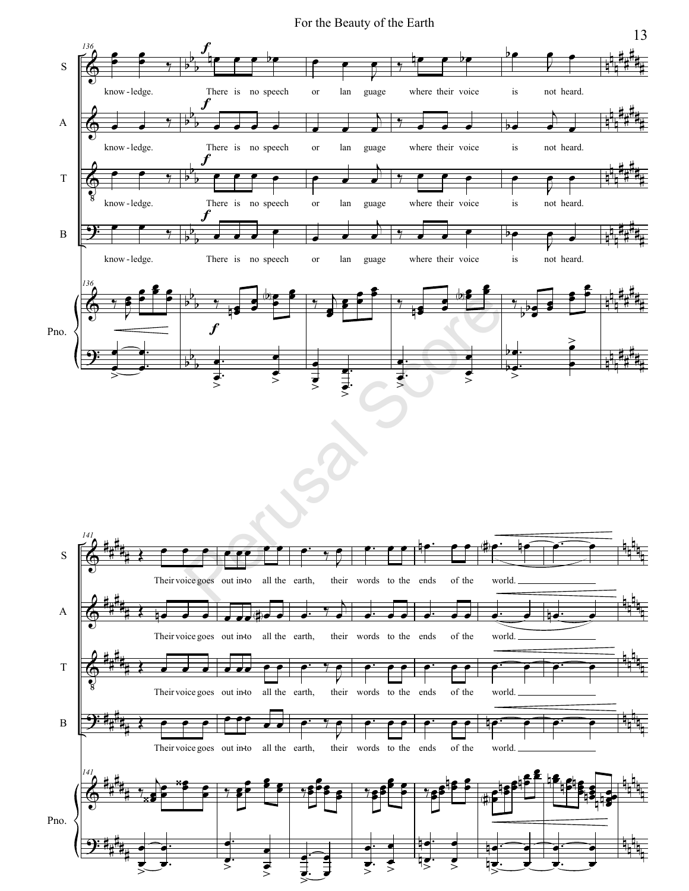know - ledge. There is no speech or lan guage where their voice is not heard.

Their voice goes out in-to all the earth, their words to the ends of the world.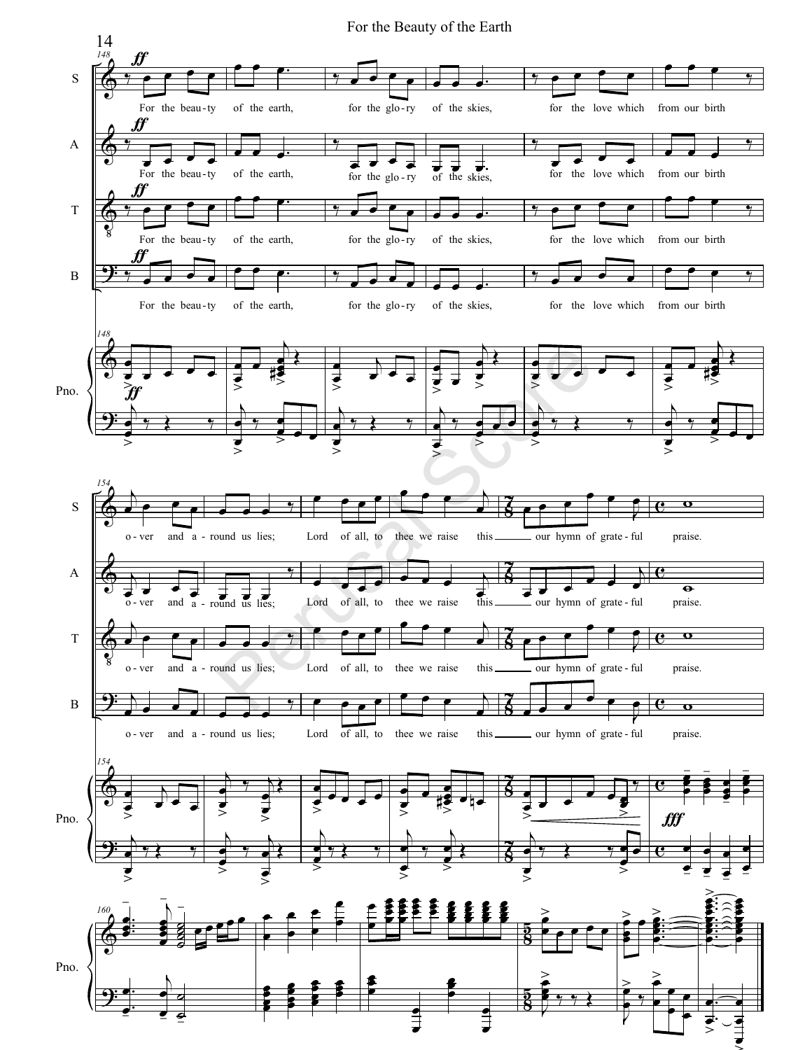S

A

T

B

Pno.

For the beau-ty of the earth, for the glo-ry of the skies, for the love which from our birth o-ver and a-round us lies; Lord of all, to thee we raise this our hymn of grate-ful praise.